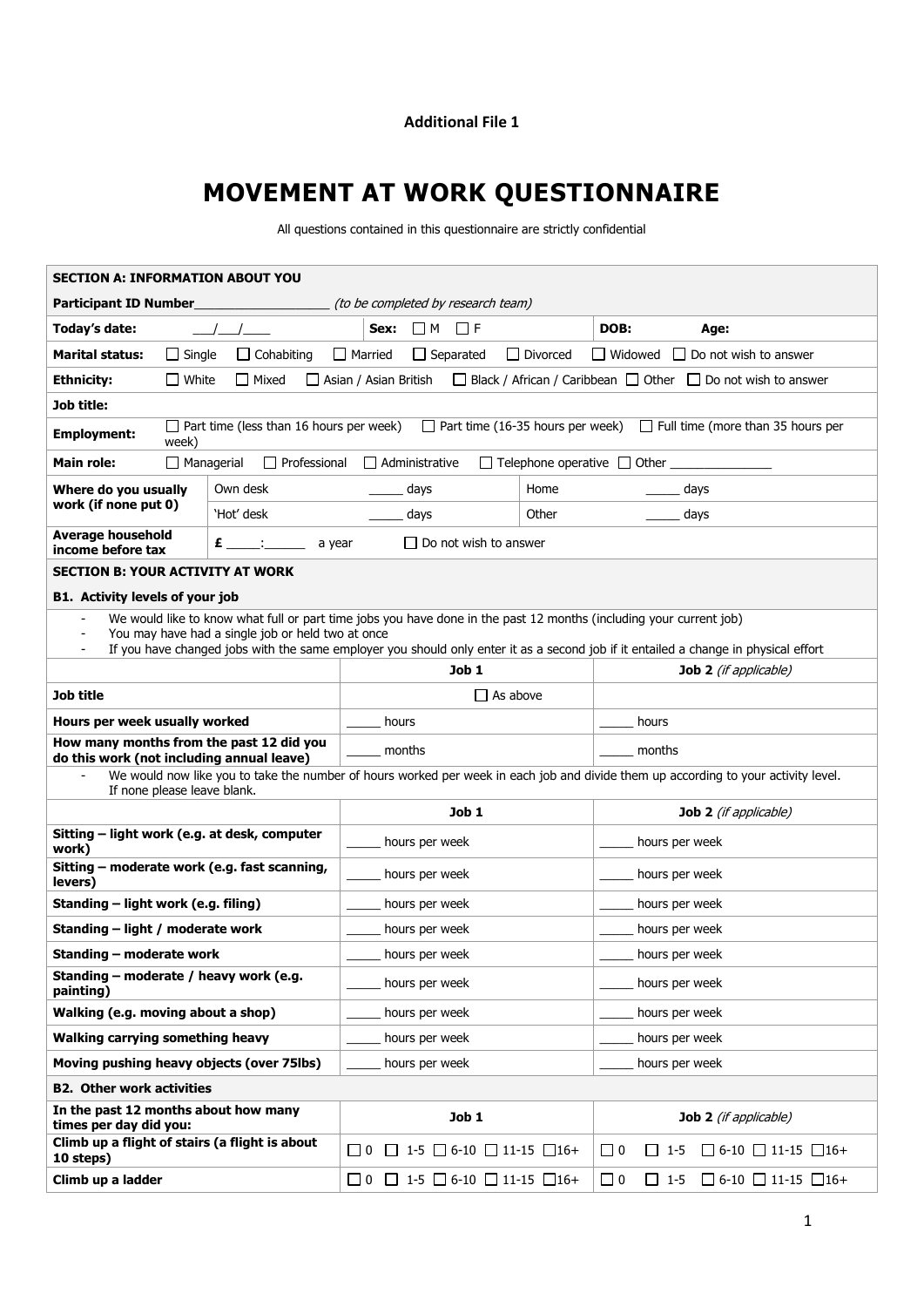**Additional File 1**

# MOVEMENT AT WORK QUESTIONNAIRE

All questions contained in this questionnaire are strictly confidential

## SECTION A: INFORMATION ABOUT YOU

**Participant ID Number**___________________ *(to be completed by research team)*

| | | | |
|---|---|---|---|
| **Today's date:** ___/___/____ | **Sex:** ☐ M ☐ F | **DOB:** | **Age:** |

**Marital status:** ☐ Single ☐ Cohabiting ☐ Married ☐ Separated ☐ Divorced ☐ Widowed ☐ Do not wish to answer

**Ethnicity:** ☐ White ☐ Mixed ☐ Asian / Asian British ☐ Black / African / Caribbean ☐ Other ☐ Do not wish to answer

**Job title:**

**Employment:** ☐ Part time (less than 16 hours per week) ☐ Part time (16-35 hours per week) ☐ Full time (more than 35 hours per week)

**Main role:** ☐ Managerial ☐ Professional ☐ Administrative ☐ Telephone operative ☐ Other _______________

| **Where do you usually work (if none put 0)** | | | | |
|---|---|---|---|---|
| | Own desk | _____ days | Home | _____ days |
| | 'Hot' desk | _____ days | Other | _____ days |

**Average household income before tax** £ _____:______ a year ☐ Do not wish to answer

## SECTION B: YOUR ACTIVITY AT WORK

### B1. Activity levels of your job

- We would like to know what full or part time jobs you have done in the past 12 months (including your current job)
- You may have had a single job or held two at once
- If you have changed jobs with the same employer you should only enter it as a second job if it entailed a change in physical effort

| | Job 1 | Job 2 *(if applicable)* |
|---|---|---|
| **Job title** | ☐ As above | |
| **Hours per week usually worked** | _____ hours | _____ hours |
| **How many months from the past 12 did you do this work (not including annual leave)** | _____ months | _____ months |

- We would now like you to take the number of hours worked per week in each job and divide them up according to your activity level. If none please leave blank.

| | Job 1 | Job 2 *(if applicable)* |
|---|---|---|
| **Sitting – light work (e.g. at desk, computer work)** | _____ hours per week | _____ hours per week |
| **Sitting – moderate work (e.g. fast scanning, levers)** | _____ hours per week | _____ hours per week |
| **Standing – light work (e.g. filing)** | _____ hours per week | _____ hours per week |
| **Standing – light / moderate work** | _____ hours per week | _____ hours per week |
| **Standing – moderate work** | _____ hours per week | _____ hours per week |
| **Standing – moderate / heavy work (e.g. painting)** | _____ hours per week | _____ hours per week |
| **Walking (e.g. moving about a shop)** | _____ hours per week | _____ hours per week |
| **Walking carrying something heavy** | _____ hours per week | _____ hours per week |
| **Moving pushing heavy objects (over 75lbs)** | _____ hours per week | _____ hours per week |

### B2. Other work activities

| In the past 12 months about how many times per day did you: | Job 1 | Job 2 *(if applicable)* |
|---|---|---|
| **Climb up a flight of stairs (a flight is about 10 steps)** | ☐ 0 ☐ 1-5 ☐ 6-10 ☐ 11-15 ☐ 16+ | ☐ 0 ☐ 1-5 ☐ 6-10 ☐ 11-15 ☐ 16+ |
| **Climb up a ladder** | ☐ 0 ☐ 1-5 ☐ 6-10 ☐ 11-15 ☐ 16+ | ☐ 0 ☐ 1-5 ☐ 6-10 ☐ 11-15 ☐ 16+ |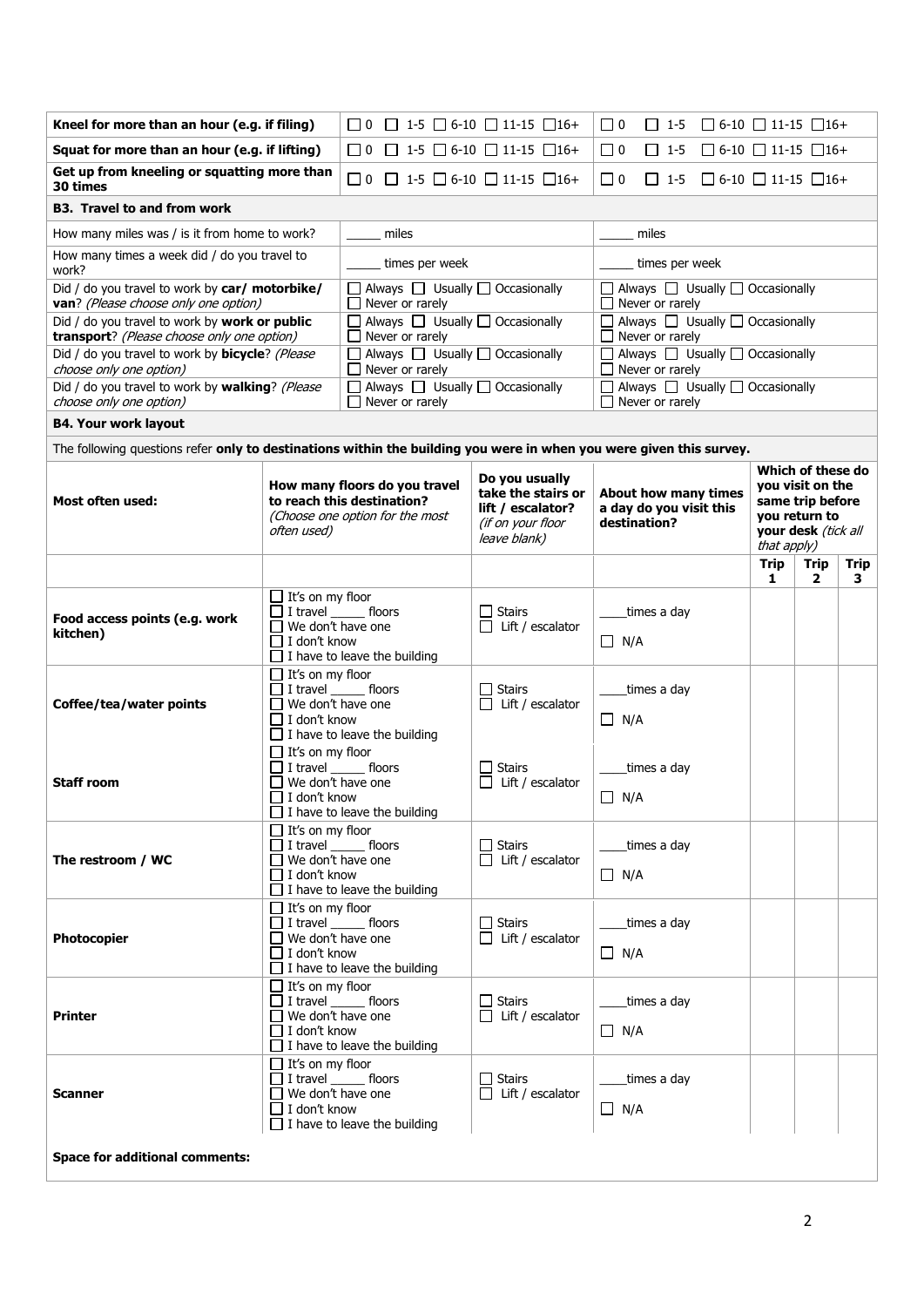| | | |
|---|---|---|
| **Kneel for more than an hour (e.g. if filing)** | ☐ 0 ☐ 1-5 ☐ 6-10 ☐ 11-15 ☐16+ | ☐ 0 ☐ 1-5 ☐ 6-10 ☐ 11-15 ☐16+ |
| **Squat for more than an hour (e.g. if lifting)** | ☐ 0 ☐ 1-5 ☐ 6-10 ☐ 11-15 ☐16+ | ☐ 0 ☐ 1-5 ☐ 6-10 ☐ 11-15 ☐16+ |
| **Get up from kneeling or squatting more than 30 times** | ☐ 0 ☐ 1-5 ☐ 6-10 ☐ 11-15 ☐16+ | ☐ 0 ☐ 1-5 ☐ 6-10 ☐ 11-15 ☐16+ |

**B3. Travel to and from work**

| | | |
|---|---|---|
| How many miles was / is it from home to work? | _____ miles | _____ miles |
| How many times a week did / do you travel to work? | _____ times per week | _____ times per week |
| Did / do you travel to work by **car/ motorbike/ van**? *(Please choose only one option)* | ☐ Always ☐ Usually ☐ Occasionally ☐ Never or rarely | ☐ Always ☐ Usually ☐ Occasionally ☐ Never or rarely |
| Did / do you travel to work by **work or public transport**? *(Please choose only one option)* | ☐ Always ☐ Usually ☐ Occasionally ☐ Never or rarely | ☐ Always ☐ Usually ☐ Occasionally ☐ Never or rarely |
| Did / do you travel to work by **bicycle**? *(Please choose only one option)* | ☐ Always ☐ Usually ☐ Occasionally ☐ Never or rarely | ☐ Always ☐ Usually ☐ Occasionally ☐ Never or rarely |
| Did / do you travel to work by **walking**? *(Please choose only one option)* | ☐ Always ☐ Usually ☐ Occasionally ☐ Never or rarely | ☐ Always ☐ Usually ☐ Occasionally ☐ Never or rarely |

**B4. Your work layout**

The following questions refer **only to destinations within the building you were in when you were given this survey.**

| **Most often used:** | **How many floors do you travel to reach this destination?** *(Choose one option for the most often used)* | **Do you usually take the stairs or lift / escalator?** *(if on your floor leave blank)* | **About how many times a day do you visit this destination?** | **Which of these do you visit on the same trip before you return to your desk** *(tick all that apply)* | | |
|---|---|---|---|---|---|---|
| | | | | **Trip 1** | **Trip 2** | **Trip 3** |
| **Food access points (e.g. work kitchen)** | ☐ It's on my floor ☐ I travel _____ floors ☐ We don't have one ☐ I don't know ☐ I have to leave the building | ☐ Stairs ☐ Lift / escalator | ____times a day ☐ N/A | | | |
| **Coffee/tea/water points** | ☐ It's on my floor ☐ I travel _____ floors ☐ We don't have one ☐ I don't know ☐ I have to leave the building | ☐ Stairs ☐ Lift / escalator | ____times a day ☐ N/A | | | |
| **Staff room** | ☐ It's on my floor ☐ I travel _____ floors ☐ We don't have one ☐ I don't know ☐ I have to leave the building | ☐ Stairs ☐ Lift / escalator | ____times a day ☐ N/A | | | |
| **The restroom / WC** | ☐ It's on my floor ☐ I travel _____ floors ☐ We don't have one ☐ I don't know ☐ I have to leave the building | ☐ Stairs ☐ Lift / escalator | ____times a day ☐ N/A | | | |
| **Photocopier** | ☐ It's on my floor ☐ I travel _____ floors ☐ We don't have one ☐ I don't know ☐ I have to leave the building | ☐ Stairs ☐ Lift / escalator | ____times a day ☐ N/A | | | |
| **Printer** | ☐ It's on my floor ☐ I travel _____ floors ☐ We don't have one ☐ I don't know ☐ I have to leave the building | ☐ Stairs ☐ Lift / escalator | ____times a day ☐ N/A | | | |
| **Scanner** | ☐ It's on my floor ☐ I travel _____ floors ☐ We don't have one ☐ I don't know ☐ I have to leave the building | ☐ Stairs ☐ Lift / escalator | ____times a day ☐ N/A | | | |

**Space for additional comments:**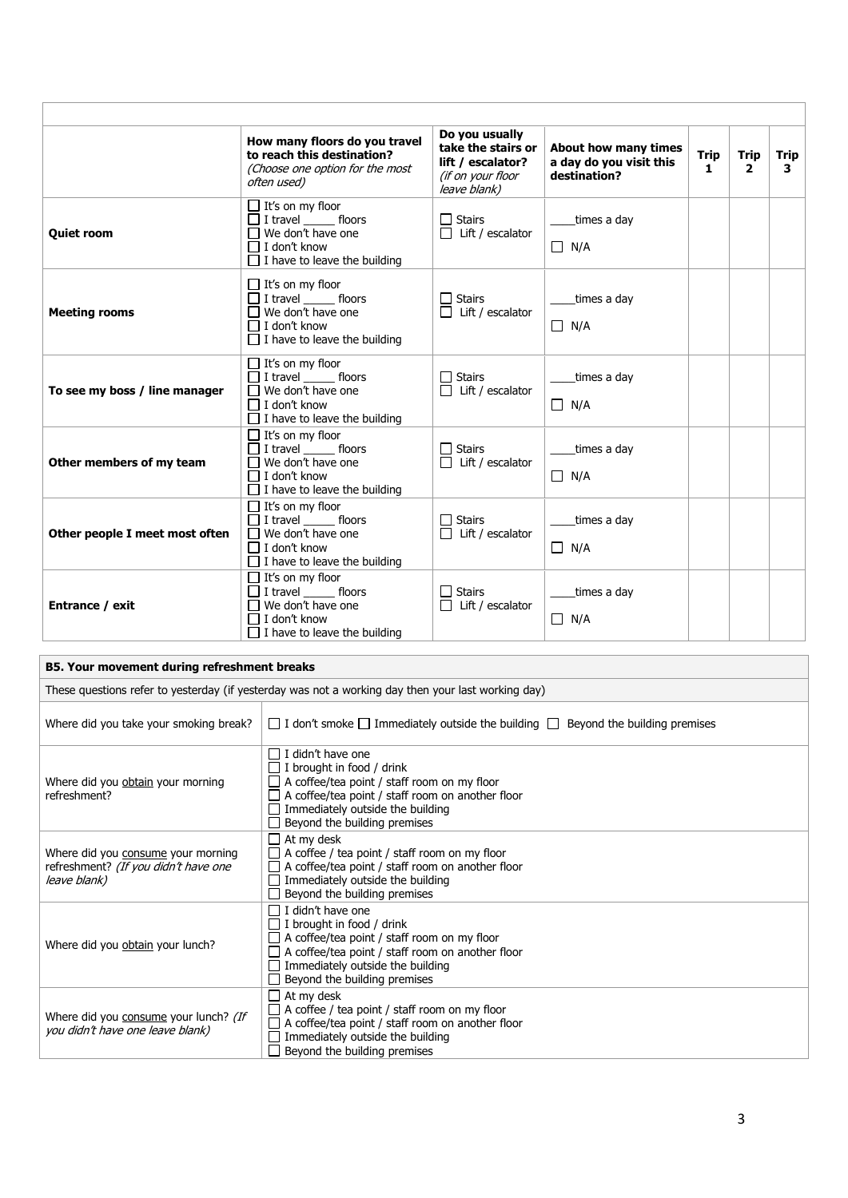| | How many floors do you travel to reach this destination? *(Choose one option for the most often used)* | Do you usually take the stairs or lift / escalator? *(if on your floor leave blank)* | About how many times a day do you visit this destination? | Trip 1 | Trip 2 | Trip 3 |
|---|---|---|---|---|---|---|
| **Quiet room** | ☐ It's on my floor<br>☐ I travel _____ floors<br>☐ We don't have one<br>☐ I don't know<br>☐ I have to leave the building | ☐ Stairs<br>☐ Lift / escalator | ____times a day<br>☐ N/A | | | |
| **Meeting rooms** | ☐ It's on my floor<br>☐ I travel _____ floors<br>☐ We don't have one<br>☐ I don't know<br>☐ I have to leave the building | ☐ Stairs<br>☐ Lift / escalator | ____times a day<br>☐ N/A | | | |
| **To see my boss / line manager** | ☐ It's on my floor<br>☐ I travel _____ floors<br>☐ We don't have one<br>☐ I don't know<br>☐ I have to leave the building | ☐ Stairs<br>☐ Lift / escalator | ____times a day<br>☐ N/A | | | |
| **Other members of my team** | ☐ It's on my floor<br>☐ I travel _____ floors<br>☐ We don't have one<br>☐ I don't know<br>☐ I have to leave the building | ☐ Stairs<br>☐ Lift / escalator | ____times a day<br>☐ N/A | | | |
| **Other people I meet most often** | ☐ It's on my floor<br>☐ I travel _____ floors<br>☐ We don't have one<br>☐ I don't know<br>☐ I have to leave the building | ☐ Stairs<br>☐ Lift / escalator | ____times a day<br>☐ N/A | | | |
| **Entrance / exit** | ☐ It's on my floor<br>☐ I travel _____ floors<br>☐ We don't have one<br>☐ I don't know<br>☐ I have to leave the building | ☐ Stairs<br>☐ Lift / escalator | ____times a day<br>☐ N/A | | | |

| **B5. Your movement during refreshment breaks** | |
|---|---|
| These questions refer to yesterday (if yesterday was not a working day then your last working day) | |
| Where did you take your smoking break? | ☐ I don't smoke ☐ Immediately outside the building ☐ Beyond the building premises |
| Where did you <u>obtain</u> your morning refreshment? | ☐ I didn't have one<br>☐ I brought in food / drink<br>☐ A coffee/tea point / staff room on my floor<br>☐ A coffee/tea point / staff room on another floor<br>☐ Immediately outside the building<br>☐ Beyond the building premises |
| Where did you <u>consume</u> your morning refreshment? *(If you didn't have one leave blank)* | ☐ At my desk<br>☐ A coffee / tea point / staff room on my floor<br>☐ A coffee/tea point / staff room on another floor<br>☐ Immediately outside the building<br>☐ Beyond the building premises |
| Where did you <u>obtain</u> your lunch? | ☐ I didn't have one<br>☐ I brought in food / drink<br>☐ A coffee/tea point / staff room on my floor<br>☐ A coffee/tea point / staff room on another floor<br>☐ Immediately outside the building<br>☐ Beyond the building premises |
| Where did you <u>consume</u> your lunch? *(If you didn't have one leave blank)* | ☐ At my desk<br>☐ A coffee / tea point / staff room on my floor<br>☐ A coffee/tea point / staff room on another floor<br>☐ Immediately outside the building<br>☐ Beyond the building premises |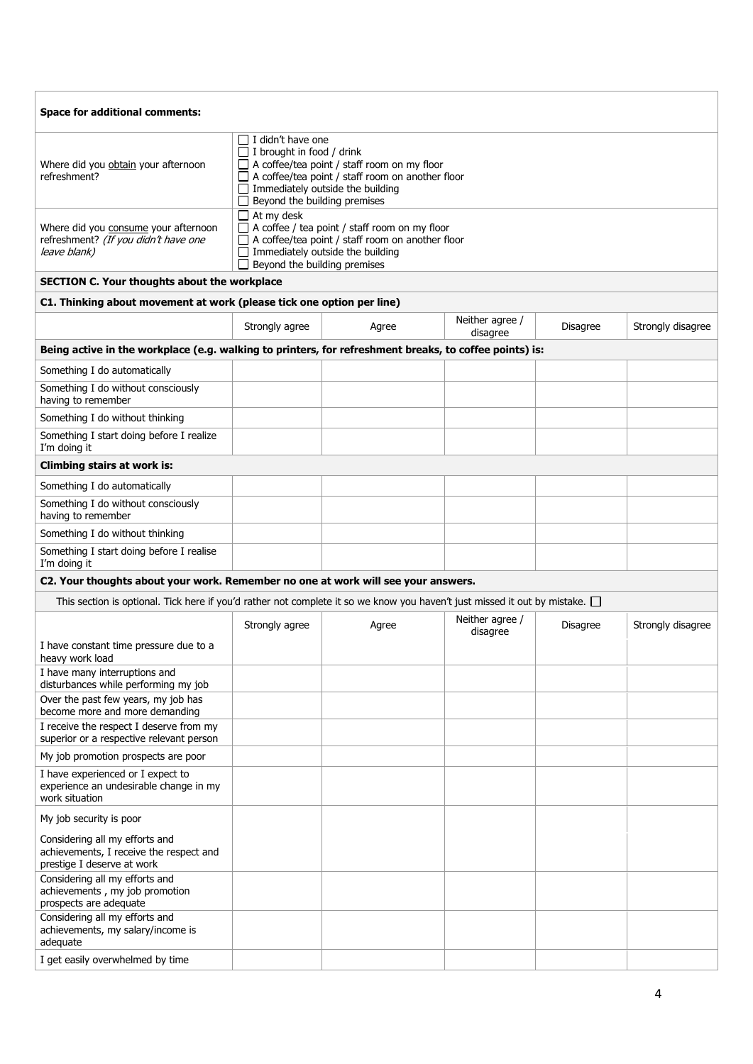**Space for additional comments:**

| | |
|---|---|
| Where did you <u>obtain</u> your afternoon refreshment? | ☐ I didn't have one<br>☐ I brought in food / drink<br>☐ A coffee/tea point / staff room on my floor<br>☐ A coffee/tea point / staff room on another floor<br>☐ Immediately outside the building<br>☐ Beyond the building premises |
| Where did you <u>consume</u> your afternoon refreshment? *(If you didn't have one leave blank)* | ☐ At my desk<br>☐ A coffee / tea point / staff room on my floor<br>☐ A coffee/tea point / staff room on another floor<br>☐ Immediately outside the building<br>☐ Beyond the building premises |

## SECTION C. Your thoughts about the workplace

**C1. Thinking about movement at work (please tick one option per line)**

| | Strongly agree | Agree | Neither agree / disagree | Disagree | Strongly disagree |
|---|---|---|---|---|---|
| **Being active in the workplace (e.g. walking to printers, for refreshment breaks, to coffee points) is:** | | | | | |
| Something I do automatically | | | | | |
| Something I do without consciously having to remember | | | | | |
| Something I do without thinking | | | | | |
| Something I start doing before I realize I'm doing it | | | | | |
| **Climbing stairs at work is:** | | | | | |
| Something I do automatically | | | | | |
| Something I do without consciously having to remember | | | | | |
| Something I do without thinking | | | | | |
| Something I start doing before I realise I'm doing it | | | | | |

**C2. Your thoughts about your work. Remember no one at work will see your answers.**

This section is optional. Tick here if you'd rather not complete it so we know you haven't just missed it out by mistake. ☐

| | Strongly agree | Agree | Neither agree / disagree | Disagree | Strongly disagree |
|---|---|---|---|---|---|
| I have constant time pressure due to a heavy work load | | | | | |
| I have many interruptions and disturbances while performing my job | | | | | |
| Over the past few years, my job has become more and more demanding | | | | | |
| I receive the respect I deserve from my superior or a respective relevant person | | | | | |
| My job promotion prospects are poor | | | | | |
| I have experienced or I expect to experience an undesirable change in my work situation | | | | | |
| My job security is poor | | | | | |
| Considering all my efforts and achievements, I receive the respect and prestige I deserve at work | | | | | |
| Considering all my efforts and achievements , my job promotion prospects are adequate | | | | | |
| Considering all my efforts and achievements, my salary/income is adequate | | | | | |
| I get easily overwhelmed by time | | | | | |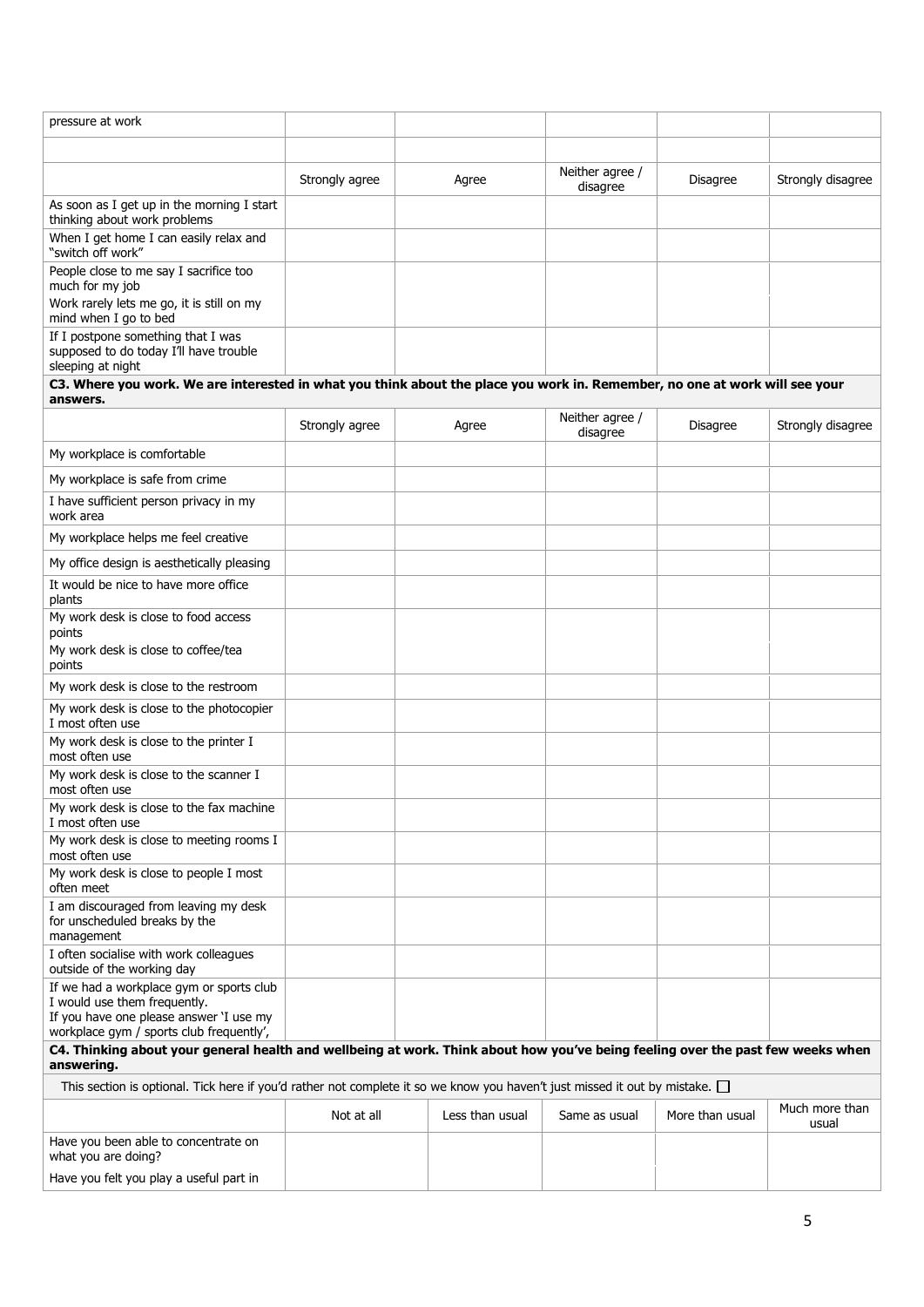| pressure at work | | | | | |
|---|---|---|---|---|---|
| | | | | | |
| | Strongly agree | Agree | Neither agree / disagree | Disagree | Strongly disagree |
| As soon as I get up in the morning I start thinking about work problems | | | | | |
| When I get home I can easily relax and "switch off work" | | | | | |
| People close to me say I sacrifice too much for my job | | | | | |
| Work rarely lets me go, it is still on my mind when I go to bed | | | | | |
| If I postpone something that I was supposed to do today I'll have trouble sleeping at night | | | | | |

**C3. Where you work. We are interested in what you think about the place you work in. Remember, no one at work will see your answers.**

| | Strongly agree | Agree | Neither agree / disagree | Disagree | Strongly disagree |
|---|---|---|---|---|---|
| My workplace is comfortable | | | | | |
| My workplace is safe from crime | | | | | |
| I have sufficient person privacy in my work area | | | | | |
| My workplace helps me feel creative | | | | | |
| My office design is aesthetically pleasing | | | | | |
| It would be nice to have more office plants | | | | | |
| My work desk is close to food access points | | | | | |
| My work desk is close to coffee/tea points | | | | | |
| My work desk is close to the restroom | | | | | |
| My work desk is close to the photocopier I most often use | | | | | |
| My work desk is close to the printer I most often use | | | | | |
| My work desk is close to the scanner I most often use | | | | | |
| My work desk is close to the fax machine I most often use | | | | | |
| My work desk is close to meeting rooms I most often use | | | | | |
| My work desk is close to people I most often meet | | | | | |
| I am discouraged from leaving my desk for unscheduled breaks by the management | | | | | |
| I often socialise with work colleagues outside of the working day | | | | | |
| If we had a workplace gym or sports club I would use them frequently. If you have one please answer 'I use my workplace gym / sports club frequently', | | | | | |

**C4. Thinking about your general health and wellbeing at work. Think about how you've being feeling over the past few weeks when answering.**

This section is optional. Tick here if you'd rather not complete it so we know you haven't just missed it out by mistake. ☐

| | Not at all | Less than usual | Same as usual | More than usual | Much more than usual |
|---|---|---|---|---|---|
| Have you been able to concentrate on what you are doing? | | | | | |
| Have you felt you play a useful part in | | | | | |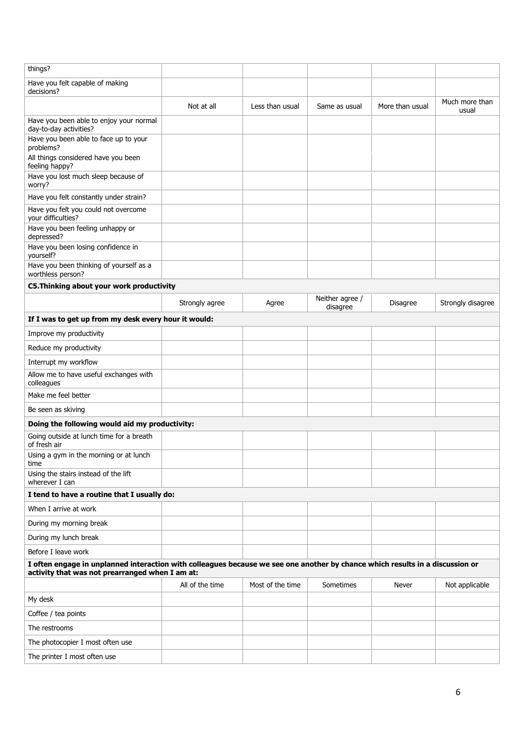| | | | | | |
|---|---|---|---|---|---|
| things? | | | | | |
| Have you felt capable of making decisions? | | | | | |
| | Not at all | Less than usual | Same as usual | More than usual | Much more than usual |
| Have you been able to enjoy your normal day-to-day activities? | | | | | |
| Have you been able to face up to your problems? | | | | | |
| All things considered have you been feeling happy? | | | | | |
| Have you lost much sleep because of worry? | | | | | |
| Have you felt constantly under strain? | | | | | |
| Have you felt you could not overcome your difficulties? | | | | | |
| Have you been feeling unhappy or depressed? | | | | | |
| Have you been losing confidence in yourself? | | | | | |
| Have you been thinking of yourself as a worthless person? | | | | | |
| **C5.Thinking about your work productivity** | | | | | |
| | Strongly agree | Agree | Neither agree / disagree | Disagree | Strongly disagree |
| **If I was to get up from my desk every hour it would:** | | | | | |
| Improve my productivity | | | | | |
| Reduce my productivity | | | | | |
| Interrupt my workflow | | | | | |
| Allow me to have useful exchanges with colleagues | | | | | |
| Make me feel better | | | | | |
| Be seen as skiving | | | | | |
| **Doing the following would aid my productivity:** | | | | | |
| Going outside at lunch time for a breath of fresh air | | | | | |
| Using a gym in the morning or at lunch time | | | | | |
| Using the stairs instead of the lift wherever I can | | | | | |
| **I tend to have a routine that I usually do:** | | | | | |
| When I arrive at work | | | | | |
| During my morning break | | | | | |
| During my lunch break | | | | | |
| Before I leave work | | | | | |
| **I often engage in unplanned interaction with colleagues because we see one another by chance which results in a discussion or activity that was not prearranged when I am at:** | | | | | |
| | All of the time | Most of the time | Sometimes | Never | Not applicable |
| My desk | | | | | |
| Coffee / tea points | | | | | |
| The restrooms | | | | | |
| The photocopier I most often use | | | | | |
| The printer I most often use | | | | | |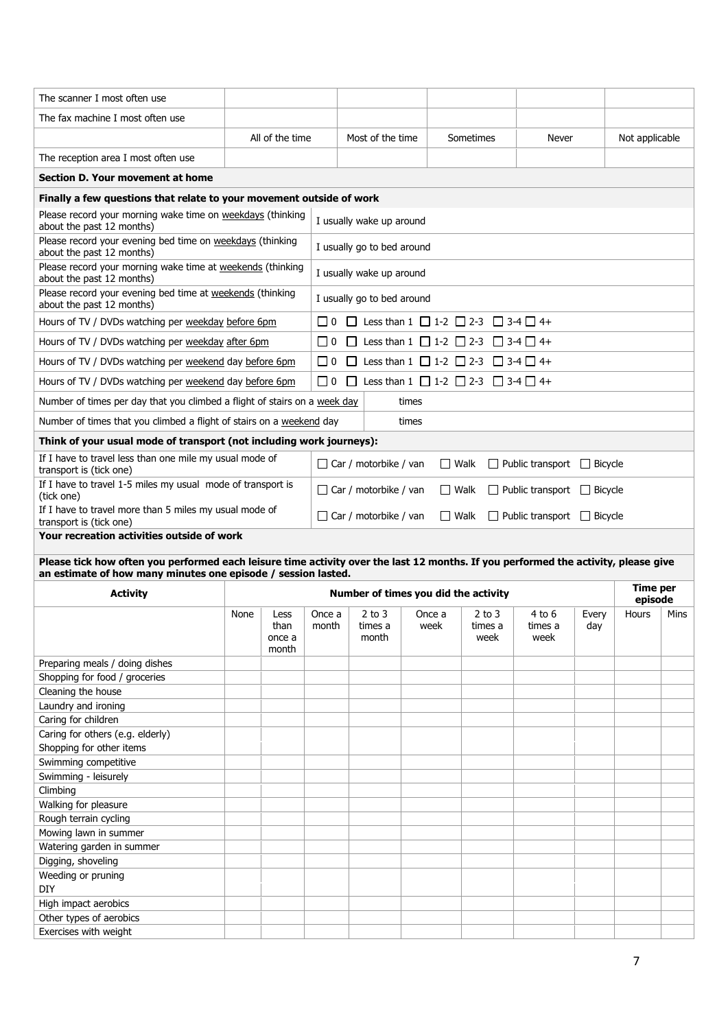| | | | | | |
|---|---|---|---|---|---|
| The scanner I most often use | | | | | |
| The fax machine I most often use | | | | | |
| | All of the time | Most of the time | Sometimes | Never | Not applicable |
| The reception area I most often use | | | | | |

**Section D. Your movement at home**

**Finally a few questions that relate to your movement outside of work**

| | |
|---|---|
| Please record your morning wake time on weekdays (thinking about the past 12 months) | I usually wake up around |
| Please record your evening bed time on weekdays (thinking about the past 12 months) | I usually go to bed around |
| Please record your morning wake time at weekends (thinking about the past 12 months) | I usually wake up around |
| Please record your evening bed time at weekends (thinking about the past 12 months) | I usually go to bed around |
| Hours of TV / DVDs watching per weekday before 6pm | ☐ 0 ☐ Less than 1 ☐ 1-2 ☐ 2-3 ☐ 3-4 ☐ 4+ |
| Hours of TV / DVDs watching per weekday after 6pm | ☐ 0 ☐ Less than 1 ☐ 1-2 ☐ 2-3 ☐ 3-4 ☐ 4+ |
| Hours of TV / DVDs watching per weekend day before 6pm | ☐ 0 ☐ Less than 1 ☐ 1-2 ☐ 2-3 ☐ 3-4 ☐ 4+ |
| Hours of TV / DVDs watching per weekend day before 6pm | ☐ 0 ☐ Less than 1 ☐ 1-2 ☐ 2-3 ☐ 3-4 ☐ 4+ |
| Number of times per day that you climbed a flight of stairs on a week day | times |
| Number of times that you climbed a flight of stairs on a weekend day | times |

**Think of your usual mode of transport (not including work journeys):**

| | |
|---|---|
| If I have to travel less than one mile my usual mode of transport is (tick one) | ☐ Car / motorbike / van ☐ Walk ☐ Public transport ☐ Bicycle |
| If I have to travel 1-5 miles my usual mode of transport is (tick one) | ☐ Car / motorbike / van ☐ Walk ☐ Public transport ☐ Bicycle |
| If I have to travel more than 5 miles my usual mode of transport is (tick one) | ☐ Car / motorbike / van ☐ Walk ☐ Public transport ☐ Bicycle |

**Your recreation activities outside of work**

**Please tick how often you performed each leisure time activity over the last 12 months. If you performed the activity, please give an estimate of how many minutes one episode / session lasted.**

| Activity | Number of times you did the activity | | | | | | | | Time per episode | |
|---|---|---|---|---|---|---|---|---|---|---|
| | None | Less than once a month | Once a month | 2 to 3 times a month | Once a week | 2 to 3 times a week | 4 to 6 times a week | Every day | Hours | Mins |
| Preparing meals / doing dishes | | | | | | | | | | |
| Shopping for food / groceries | | | | | | | | | | |
| Cleaning the house | | | | | | | | | | |
| Laundry and ironing | | | | | | | | | | |
| Caring for children | | | | | | | | | | |
| Caring for others (e.g. elderly) | | | | | | | | | | |
| Shopping for other items | | | | | | | | | | |
| Swimming competitive | | | | | | | | | | |
| Swimming - leisurely | | | | | | | | | | |
| Climbing | | | | | | | | | | |
| Walking for pleasure | | | | | | | | | | |
| Rough terrain cycling | | | | | | | | | | |
| Mowing lawn in summer | | | | | | | | | | |
| Watering garden in summer | | | | | | | | | | |
| Digging, shoveling | | | | | | | | | | |
| Weeding or pruning | | | | | | | | | | |
| DIY | | | | | | | | | | |
| High impact aerobics | | | | | | | | | | |
| Other types of aerobics | | | | | | | | | | |
| Exercises with weight | | | | | | | | | | |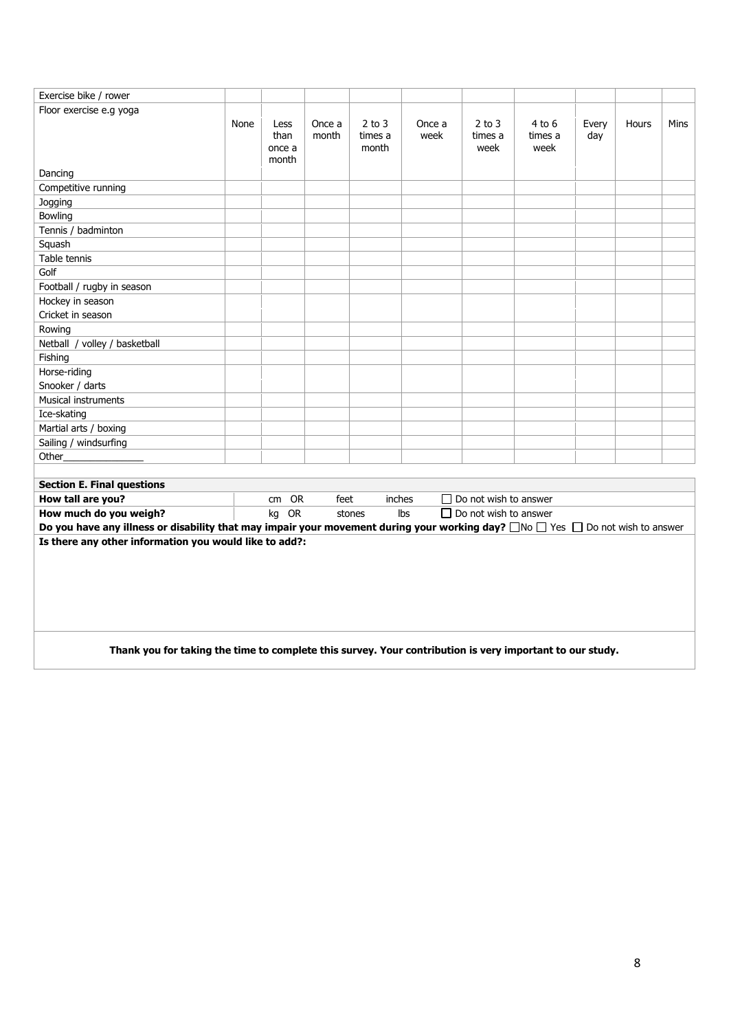| | | | | | | | | | | |
|---|---|---|---|---|---|---|---|---|---|---|
| Exercise bike / rower | | | | | | | | | | |
| Floor exercise e.g yoga | None | Less than once a month | Once a month | 2 to 3 times a month | Once a week | 2 to 3 times a week | 4 to 6 times a week | Every day | Hours | Mins |
| Dancing | | | | | | | | | | |
| Competitive running | | | | | | | | | | |
| Jogging | | | | | | | | | | |
| Bowling | | | | | | | | | | |
| Tennis / badminton | | | | | | | | | | |
| Squash | | | | | | | | | | |
| Table tennis | | | | | | | | | | |
| Golf | | | | | | | | | | |
| Football / rugby in season | | | | | | | | | | |
| Hockey in season | | | | | | | | | | |
| Cricket in season | | | | | | | | | | |
| Rowing | | | | | | | | | | |
| Netball / volley / basketball | | | | | | | | | | |
| Fishing | | | | | | | | | | |
| Horse-riding | | | | | | | | | | |
| Snooker / darts | | | | | | | | | | |
| Musical instruments | | | | | | | | | | |
| Ice-skating | | | | | | | | | | |
| Martial arts / boxing | | | | | | | | | | |
| Sailing / windsurfing | | | | | | | | | | |
| Other_______________ | | | | | | | | | | |

**Section E. Final questions**

| | |
|---|---|
| **How tall are you?** | cm OR feet inches ☐ Do not wish to answer |
| **How much do you weigh?** | kg OR stones lbs ☐ Do not wish to answer |

**Do you have any illness or disability that may impair your movement during your working day?** ☐No ☐ Yes ☐ Do not wish to answer

**Is there any other information you would like to add?:**

**Thank you for taking the time to complete this survey. Your contribution is very important to our study.**